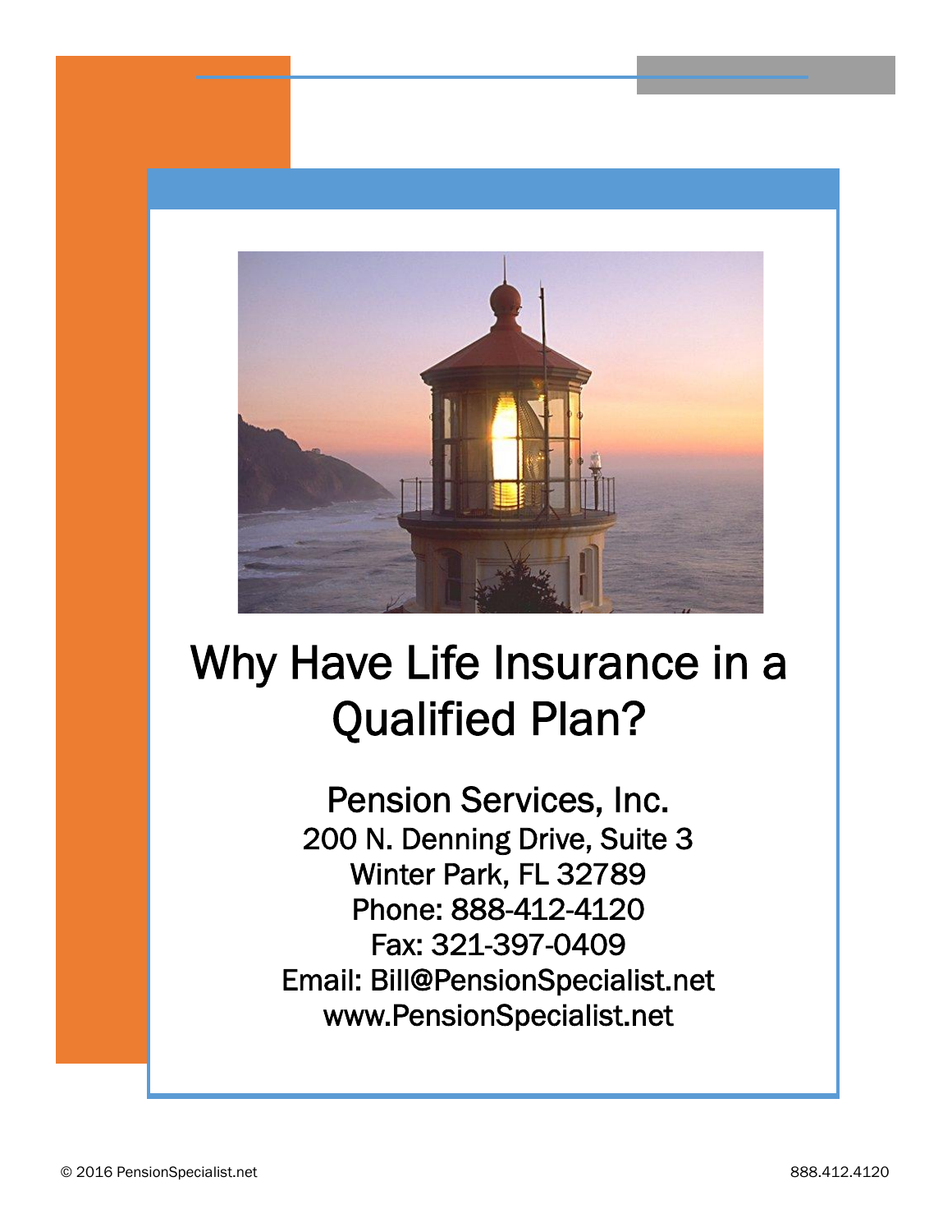# Why Have Life Insurance in a Qualified Plan?

**Pension Services, Inc.**
200 N. Denning Drive, Suite 3
Winter Park, FL 32789
Phone: 888-412-4120
Fax: 321-397-0409
Email: Bill@PensionSpecialist.net
www.PensionSpecialist.net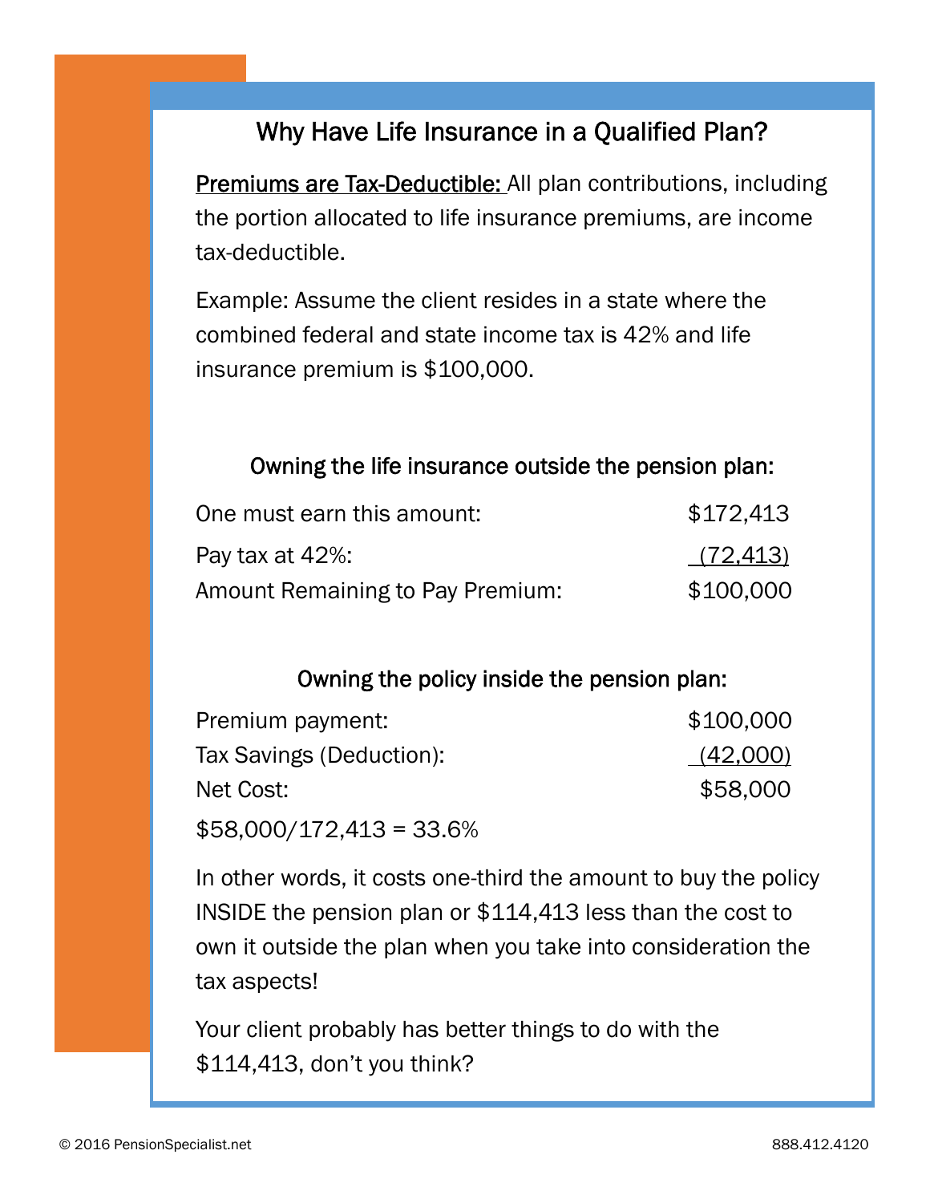## Why Have Life Insurance in a Qualified Plan?

<u>Premiums are Tax-Deductible:</u> All plan contributions, including the portion allocated to life insurance premiums, are income tax-deductible.

Example: Assume the client resides in a state where the combined federal and state income tax is 42% and life insurance premium is $100,000.

### Owning the life insurance outside the pension plan:

| | |
|---|---|
| One must earn this amount: | $172,413 |
| Pay tax at 42%: | (72,413) |
| Amount Remaining to Pay Premium: | $100,000 |

### Owning the policy inside the pension plan:

| | |
|---|---|
| Premium payment: | $100,000 |
| Tax Savings (Deduction): | (42,000) |
| Net Cost: | $58,000 |

$58,000/172,413 = 33.6%

In other words, it costs one-third the amount to buy the policy INSIDE the pension plan or $114,413 less than the cost to own it outside the plan when you take into consideration the tax aspects!

Your client probably has better things to do with the $114,413, don't you think?

© 2016 PensionSpecialist.net 888.412.4120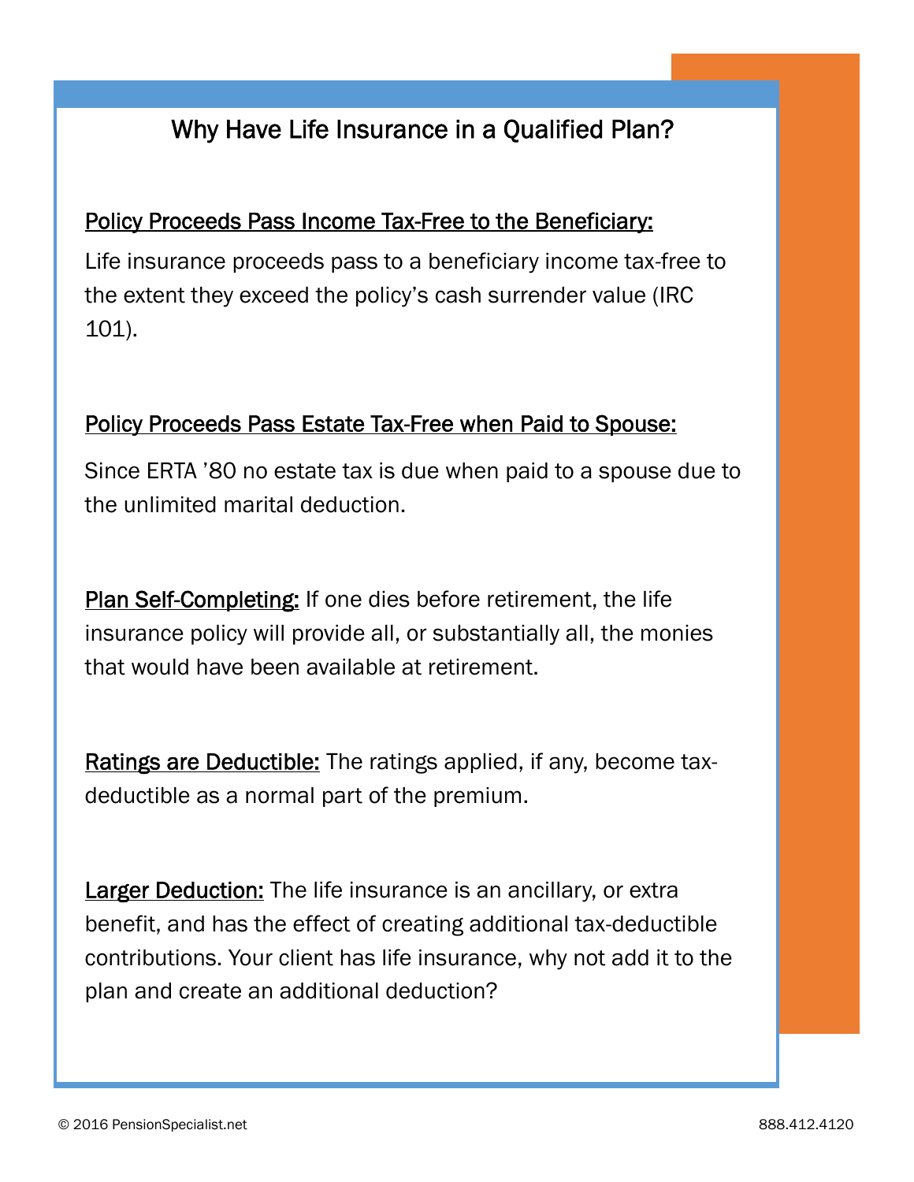## Why Have Life Insurance in a Qualified Plan?

<u>Policy Proceeds Pass Income Tax-Free to the Beneficiary:</u>

Life insurance proceeds pass to a beneficiary income tax-free to the extent they exceed the policy's cash surrender value (IRC 101).

<u>Policy Proceeds Pass Estate Tax-Free when Paid to Spouse:</u>

Since ERTA '80 no estate tax is due when paid to a spouse due to the unlimited marital deduction.

<u>Plan Self-Completing:</u> If one dies before retirement, the life insurance policy will provide all, or substantially all, the monies that would have been available at retirement.

<u>Ratings are Deductible:</u> The ratings applied, if any, become tax-deductible as a normal part of the premium.

<u>Larger Deduction:</u> The life insurance is an ancillary, or extra benefit, and has the effect of creating additional tax-deductible contributions. Your client has life insurance, why not add it to the plan and create an additional deduction?

© 2016 PensionSpecialist.net 888.412.4120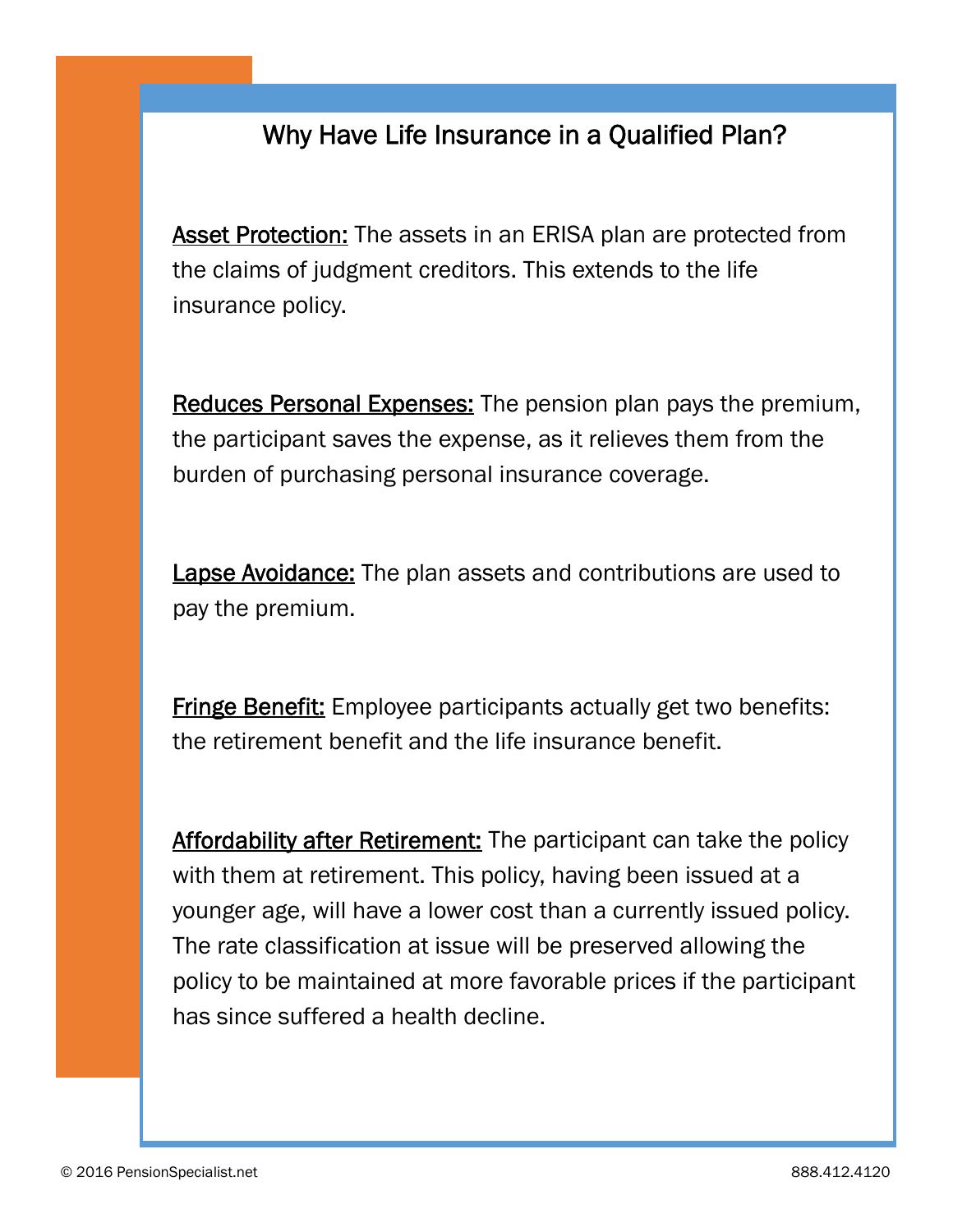# Why Have Life Insurance in a Qualified Plan?

**Asset Protection:** The assets in an ERISA plan are protected from the claims of judgment creditors. This extends to the life insurance policy.

**Reduces Personal Expenses:** The pension plan pays the premium, the participant saves the expense, as it relieves them from the burden of purchasing personal insurance coverage.

**Lapse Avoidance:** The plan assets and contributions are used to pay the premium.

**Fringe Benefit:** Employee participants actually get two benefits: the retirement benefit and the life insurance benefit.

**Affordability after Retirement:** The participant can take the policy with them at retirement. This policy, having been issued at a younger age, will have a lower cost than a currently issued policy. The rate classification at issue will be preserved allowing the policy to be maintained at more favorable prices if the participant has since suffered a health decline.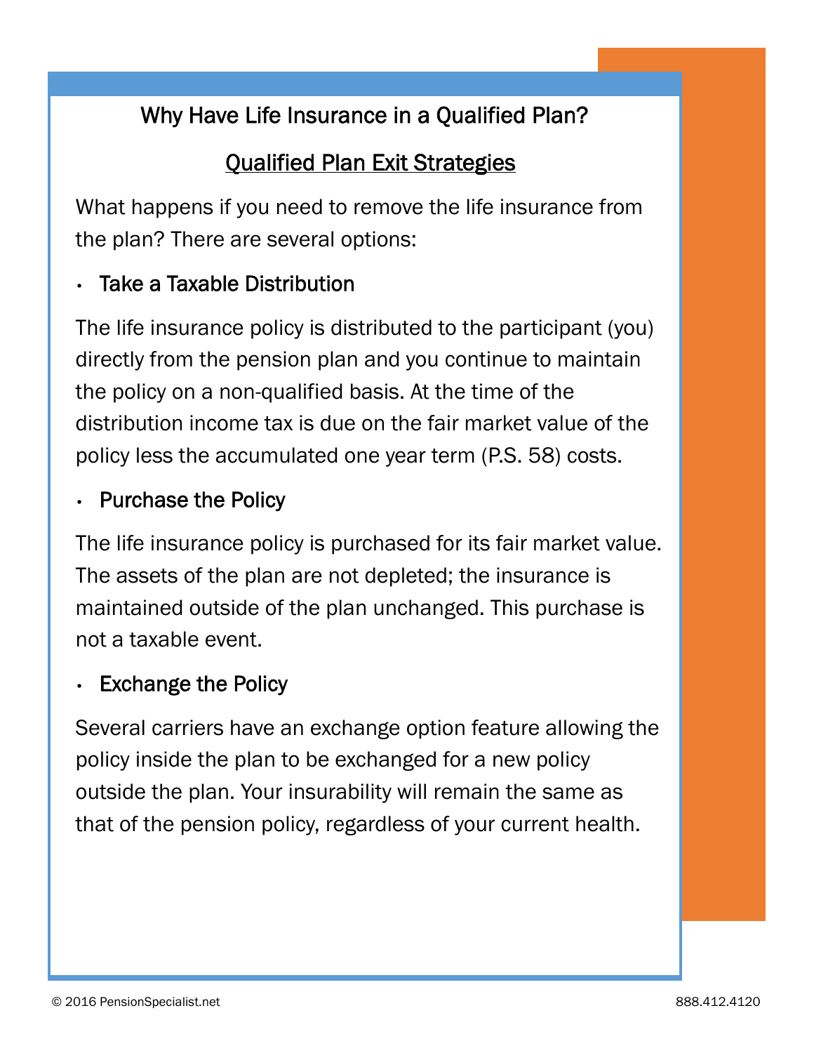# Why Have Life Insurance in a Qualified Plan?

## Qualified Plan Exit Strategies

What happens if you need to remove the life insurance from the plan? There are several options:

- **Take a Taxable Distribution**

The life insurance policy is distributed to the participant (you) directly from the pension plan and you continue to maintain the policy on a non-qualified basis. At the time of the distribution income tax is due on the fair market value of the policy less the accumulated one year term (P.S. 58) costs.

- **Purchase the Policy**

The life insurance policy is purchased for its fair market value. The assets of the plan are not depleted; the insurance is maintained outside of the plan unchanged. This purchase is not a taxable event.

- **Exchange the Policy**

Several carriers have an exchange option feature allowing the policy inside the plan to be exchanged for a new policy outside the plan. Your insurability will remain the same as that of the pension policy, regardless of your current health.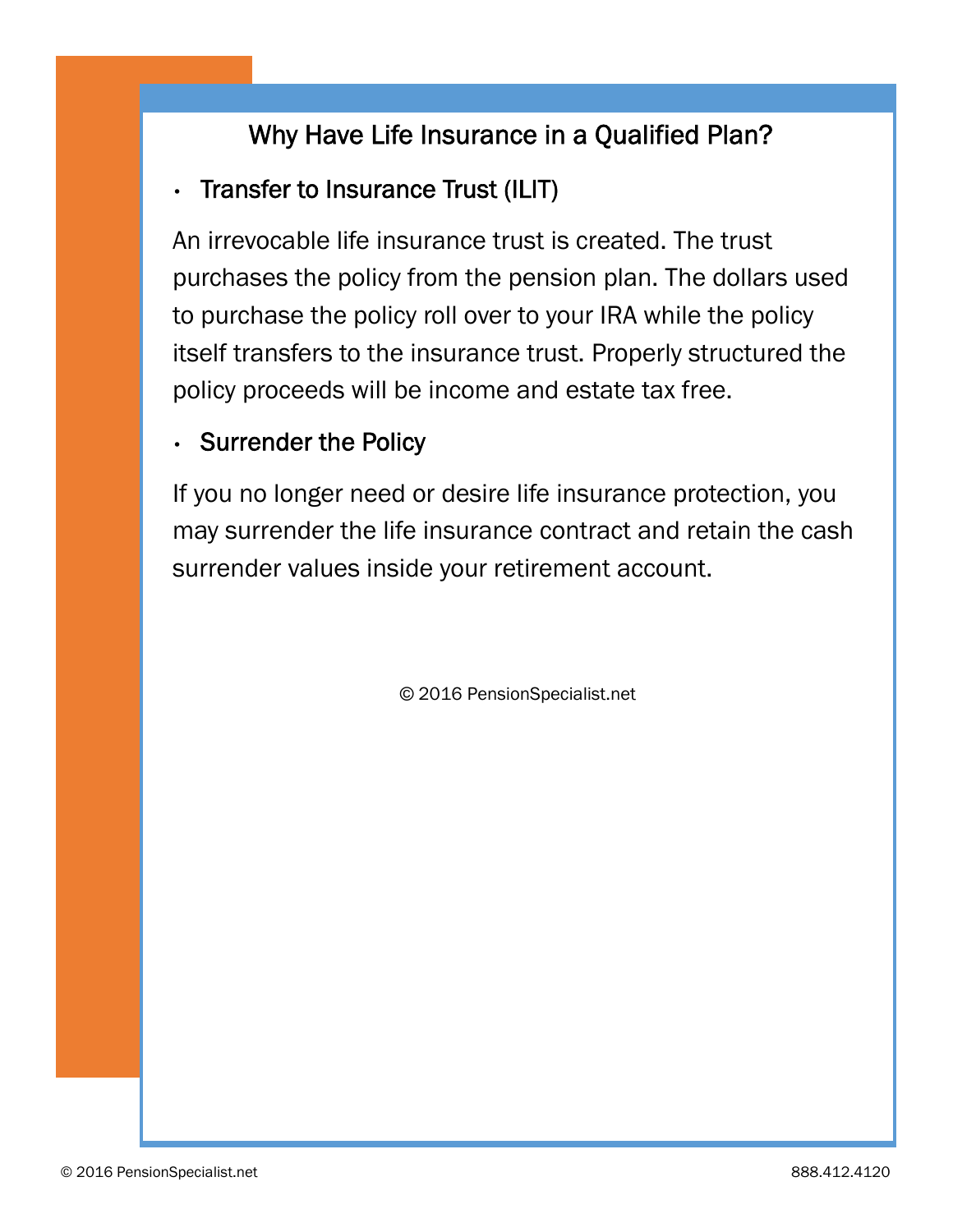## Why Have Life Insurance in a Qualified Plan?

- **Transfer to Insurance Trust (ILIT)**

An irrevocable life insurance trust is created. The trust purchases the policy from the pension plan. The dollars used to purchase the policy roll over to your IRA while the policy itself transfers to the insurance trust. Properly structured the policy proceeds will be income and estate tax free.

- **Surrender the Policy**

If you no longer need or desire life insurance protection, you may surrender the life insurance contract and retain the cash surrender values inside your retirement account.

© 2016 PensionSpecialist.net